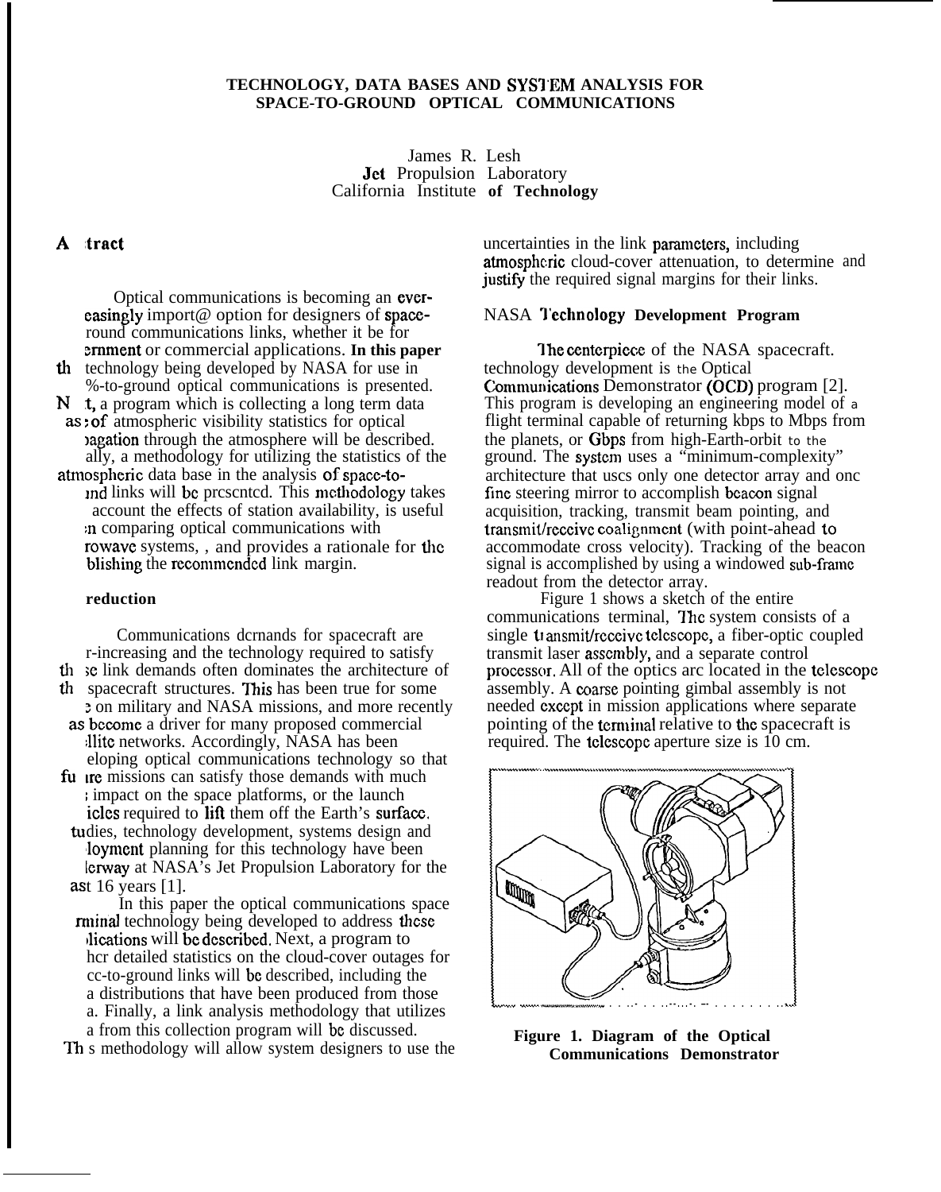# TECHNOLOGY, DATA BASES AND SYSTEM ANALYSIS FOR SPACE-TO-GROUND OPTICAL COMMUNICATIONS

James R. Lesh
Jet Propulsion Laboratory
California Institute of Technology

## Abstract

Optical communications is becoming an ever-increasingly important option for designers of space-to-ground communications links, whether it be for government or commercial applications. In this paper the technology being developed by NASA for use in space-to-ground optical communications is presented. Next, a program which is collecting a long term data base of atmospheric visibility statistics for optical propagation through the atmosphere will be described. Finally, a methodology for utilizing the statistics of the atmospheric data base in the analysis of space-to-ground links will be presented. This methodology takes into account the effects of station availability, is useful when comparing optical communications with microwave systems, , and provides a rationale for establishing the recommended link margin.

## Introduction

Communications demands for spacecraft are ever-increasing and the technology required to satisfy these link demands often dominates the architecture of the spacecraft structures. This has been true for some time on military and NASA missions, and more recently has become a driver for many proposed commercial satellite networks. Accordingly, NASA has been developing optical communications technology so that future missions can satisfy those demands with much less impact on the space platforms, or the launch vehicles required to lift them off the Earth's surface. Studies, technology development, systems design and deployment planning for this technology have been underway at NASA's Jet Propulsion Laboratory for the past 16 years [1].

In this paper the optical communications space terminal technology being developed to address these applications will be described. Next, a program to gather detailed statistics on the cloud-cover outages for space-to-ground links will be described, including the data distributions that have been produced from those data. Finally, a link analysis methodology that utilizes data from this collection program will be discussed. This methodology will allow system designers to use the uncertainties in the link parameters, including atmospheric cloud-cover attenuation, to determine and justify the required signal margins for their links.

## NASA Technology Development Program

The centerpiece of the NASA spacecraft. technology development is the Optical Communications Demonstrator (OCD) program [2]. This program is developing an engineering model of a flight terminal capable of returning kbps to Mbps from the planets, or Gbps from high-Earth-orbit to the ground. The system uses a "minimum-complexity" architecture that uses only one detector array and one fine steering mirror to accomplish beacon signal acquisition, tracking, transmit beam pointing, and transmit/receive coalignment (with point-ahead to accommodate cross velocity). Tracking of the beacon signal is accomplished by using a windowed sub-frame readout from the detector array.

Figure 1 shows a sketch of the entire communications terminal, The system consists of a single transmit/receive telescope, a fiber-optic coupled transmit laser assembly, and a separate control processor. All of the optics are located in the telescope assembly. A coarse pointing gimbal assembly is not needed except in mission applications where separate pointing of the terminal relative to the spacecraft is required. The telescope aperture size is 10 cm.

**Figure 1. Diagram of the Optical Communications Demonstrator**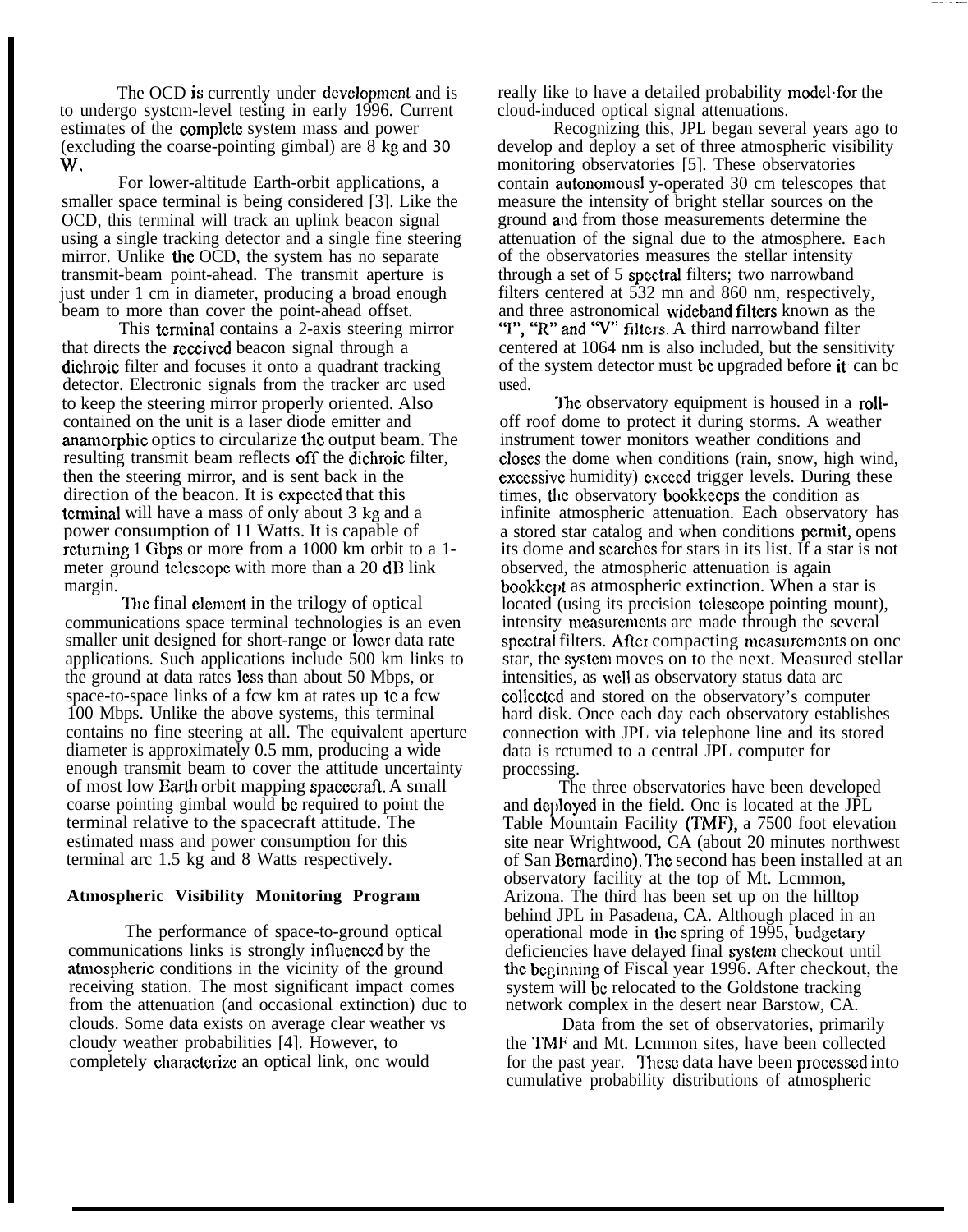The OCD is currently under development and is to undergo system-level testing in early 1996. Current estimates of the complete system mass and power (excluding the coarse-pointing gimbal) are 8 kg and 30 W.

For lower-altitude Earth-orbit applications, a smaller space terminal is being considered [3]. Like the OCD, this terminal will track an uplink beacon signal using a single tracking detector and a single fine steering mirror. Unlike the OCD, the system has no separate transmit-beam point-ahead. The transmit aperture is just under 1 cm in diameter, producing a broad enough beam to more than cover the point-ahead offset.

This terminal contains a 2-axis steering mirror that directs the received beacon signal through a dichroic filter and focuses it onto a quadrant tracking detector. Electronic signals from the tracker are used to keep the steering mirror properly oriented. Also contained on the unit is a laser diode emitter and anamorphic optics to circularize the output beam. The resulting transmit beam reflects off the dichroic filter, then the steering mirror, and is sent back in the direction of the beacon. It is expected that this terminal will have a mass of only about 3 kg and a power consumption of 11 Watts. It is capable of returning 1 Gbps or more from a 1000 km orbit to a 1-meter ground telescope with more than a 20 dB link margin.

The final element in the trilogy of optical communications space terminal technologies is an even smaller unit designed for short-range or lower data rate applications. Such applications include 500 km links to the ground at data rates less than about 50 Mbps, or space-to-space links of a few km at rates up to a few 100 Mbps. Unlike the above systems, this terminal contains no fine steering at all. The equivalent aperture diameter is approximately 0.5 mm, producing a wide enough transmit beam to cover the attitude uncertainty of most low Earth orbit mapping spacecraft. A small coarse pointing gimbal would be required to point the terminal relative to the spacecraft attitude. The estimated mass and power consumption for this terminal are 1.5 kg and 8 Watts respectively.

## Atmospheric Visibility Monitoring Program

The performance of space-to-ground optical communications links is strongly influenced by the atmospheric conditions in the vicinity of the ground receiving station. The most significant impact comes from the attenuation (and occasional extinction) due to clouds. Some data exists on average clear weather vs cloudy weather probabilities [4]. However, to completely characterize an optical link, one would really like to have a detailed probability model for the cloud-induced optical signal attenuations.

Recognizing this, JPL began several years ago to develop and deploy a set of three atmospheric visibility monitoring observatories [5]. These observatories contain autonomously-operated 30 cm telescopes that measure the intensity of bright stellar sources on the ground and from those measurements determine the attenuation of the signal due to the atmosphere. Each of the observatories measures the stellar intensity through a set of 5 spectral filters; two narrowband filters centered at 532 nm and 860 nm, respectively, and three astronomical wideband filters known as the "I", "R" and "V" filters. A third narrowband filter centered at 1064 nm is also included, but the sensitivity of the system detector must be upgraded before it can be used.

The observatory equipment is housed in a roll-off roof dome to protect it during storms. A weather instrument tower monitors weather conditions and closes the dome when conditions (rain, snow, high wind, excessive humidity) exceed trigger levels. During these times, the observatory bookkeeps the condition as infinite atmospheric attenuation. Each observatory has a stored star catalog and when conditions permit, opens its dome and searches for stars in its list. If a star is not observed, the atmospheric attenuation is again bookkept as atmospheric extinction. When a star is located (using its precision telescope pointing mount), intensity measurements are made through the several spectral filters. After completing measurements on one star, the system moves on to the next. Measured stellar intensities, as well as observatory status data are collected and stored on the observatory's computer hard disk. Once each day each observatory establishes connection with JPL via telephone line and its stored data is returned to a central JPL computer for processing.

The three observatories have been developed and deployed in the field. One is located at the JPL Table Mountain Facility (TMF), a 7500 foot elevation site near Wrightwood, CA (about 20 minutes northwest of San Bernardino). The second has been installed at an observatory facility at the top of Mt. Lemmon, Arizona. The third has been set up on the hilltop behind JPL in Pasadena, CA. Although placed in an operational mode in the spring of 1995, budgetary deficiencies have delayed final system checkout until the beginning of Fiscal year 1996. After checkout, the system will be relocated to the Goldstone tracking network complex in the desert near Barstow, CA.

Data from the set of observatories, primarily the TMF and Mt. Lemmon sites, have been collected for the past year. These data have been processed into cumulative probability distributions of atmospheric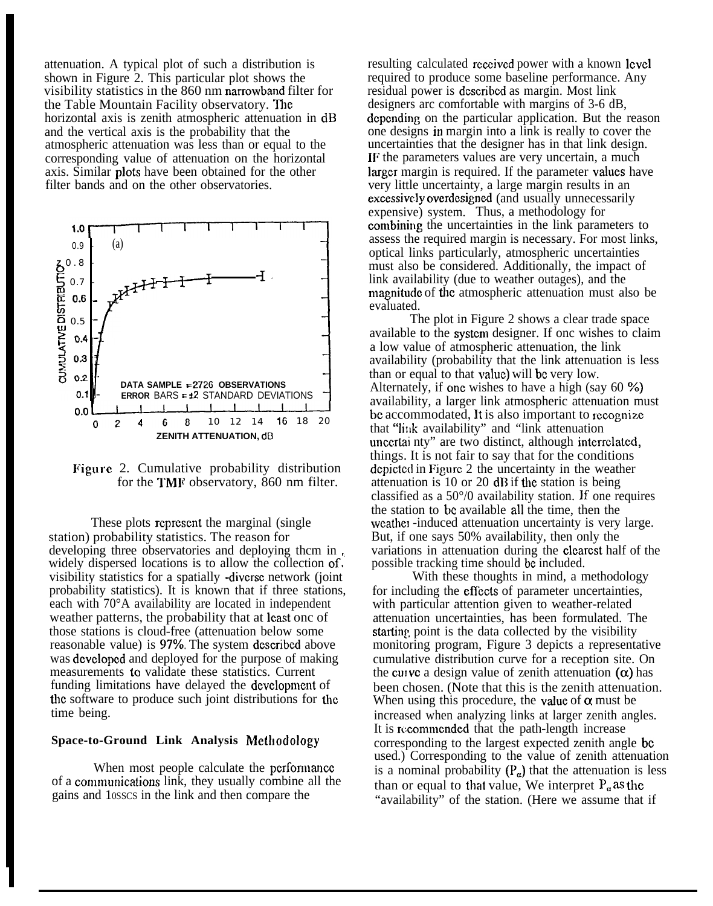attenuation. A typical plot of such a distribution is shown in Figure 2. This particular plot shows the visibility statistics in the 860 nm narrowband filter for the Table Mountain Facility observatory. The horizontal axis is zenith atmospheric attenuation in dB and the vertical axis is the probability that the atmospheric attenuation was less than or equal to the corresponding value of attenuation on the horizontal axis. Similar plots have been obtained for the other filter bands and on the other observatories.

Figure 2. Cumulative probability distribution for the TMF observatory, 860 nm filter.

These plots represent the marginal (single station) probability statistics. The reason for developing three observatories and deploying them in widely dispersed locations is to allow the collection of visibility statistics for a spatially -diverse network (joint probability statistics). It is known that if three stations, each with 70% availability are located in independent weather patterns, the probability that at least one of those stations is cloud-free (attenuation below some reasonable value) is 97%. The system described above was developed and deployed for the purpose of making measurements to validate these statistics. Current funding limitations have delayed the development of the software to produce such joint distributions for the time being.

## Space-to-Ground Link Analysis Methodology

When most people calculate the performance of a communications link, they usually combine all the gains and losses in the link and then compare the resulting calculated received power with a known level required to produce some baseline performance. Any residual power is described as margin. Most link designers are comfortable with margins of 3-6 dB, depending on the particular application. But the reason one designs in margin into a link is really to cover the uncertainties that the designer has in that link design. If the parameters values are very uncertain, a much larger margin is required. If the parameter values have very little uncertainty, a large margin results in an excessively overdesigned (and usually unnecessarily expensive) system. Thus, a methodology for combining the uncertainties in the link parameters to assess the required margin is necessary. For most links, optical links particularly, atmospheric uncertainties must also be considered. Additionally, the impact of link availability (due to weather outages), and the magnitude of the atmospheric attenuation must also be evaluated.

The plot in Figure 2 shows a clear trade space available to the system designer. If one wishes to claim a low value of atmospheric attenuation, the link availability (probability that the link attenuation is less than or equal to that value) will be very low. Alternately, if one wishes to have a high (say 60 %) availability, a larger link atmospheric attenuation must be accommodated, It is also important to recognize that "link availability" and "link attenuation uncertainty" are two distinct, although interrelated, things. It is not fair to say that for the conditions depicted in Figure 2 the uncertainty in the weather attenuation is 10 or 20 dB if the station is being classified as a 50% availability station. If one requires the station to be available all the time, then the weather-induced attenuation uncertainty is very large. But, if one says 50% availability, then only the variations in attenuation during the clearest half of the possible tracking time should be included.

With these thoughts in mind, a methodology for including the effects of parameter uncertainties, with particular attention given to weather-related attenuation uncertainties, has been formulated. The starting point is the data collected by the visibility monitoring program, Figure 3 depicts a representative cumulative distribution curve for a reception site. On the curve a design value of zenith attenuation ($\alpha$) has been chosen. (Note that this is the zenith attenuation. When using this procedure, the value of $\alpha$ must be increased when analyzing links at larger zenith angles. It is recommended that the path-length increase corresponding to the largest expected zenith angle be used.) Corresponding to the value of zenith attenuation is a nominal probability ($P_\alpha$) that the attenuation is less than or equal to that value, We interpret $P_\alpha$ as the "availability" of the station. (Here we assume that if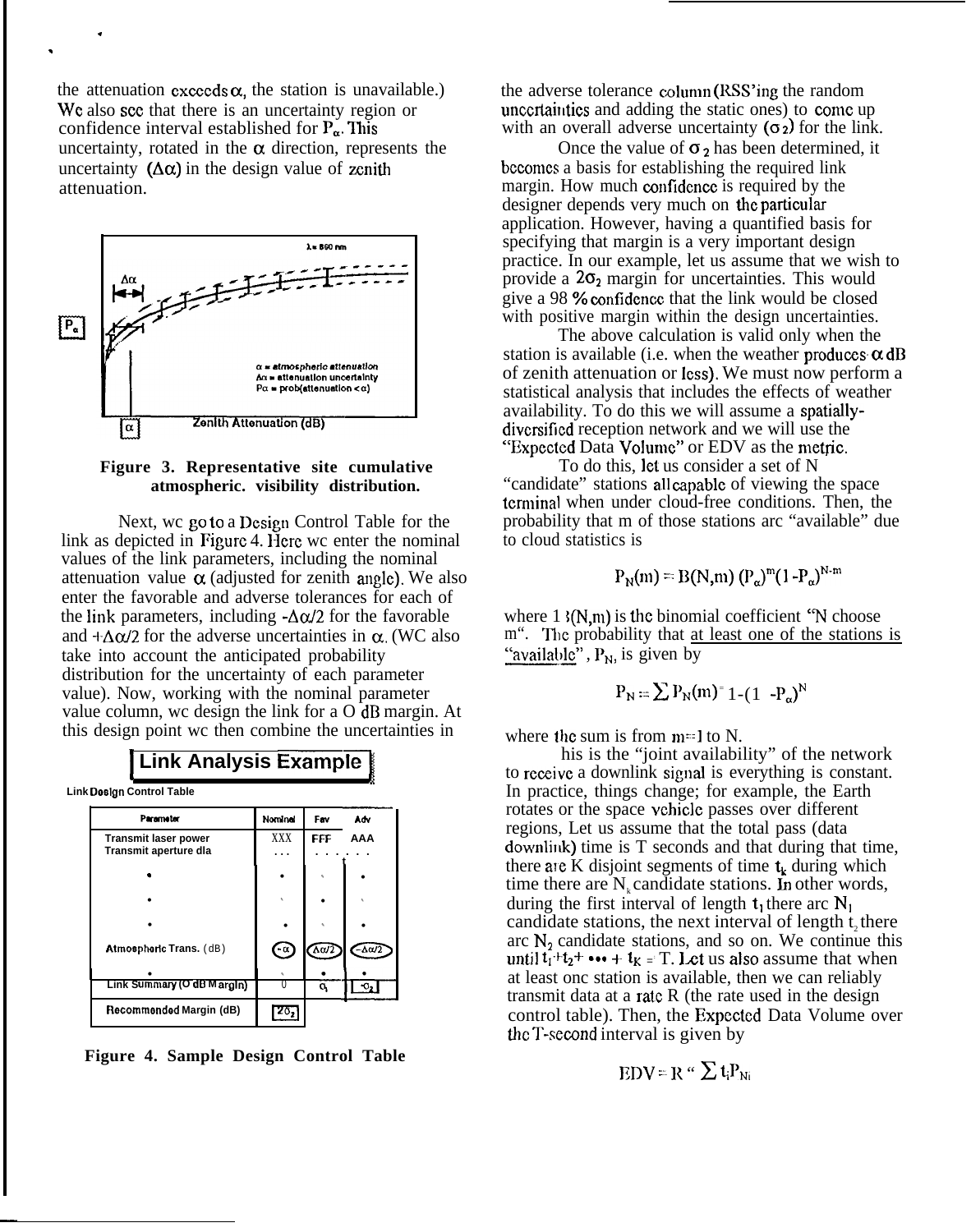the attenuation exceeds α, the station is unavailable.) We also see that there is an uncertainty region or confidence interval established for $P_\alpha$. This uncertainty, rotated in the α direction, represents the uncertainty (Δα) in the design value of zenith attenuation.

Figure 3. Representative site cumulative atmospheric. visibility distribution.

Next, we go to a Design Control Table for the link as depicted in Figure 4. Here we enter the nominal values of the link parameters, including the nominal attenuation value α (adjusted for zenith angle). We also enter the favorable and adverse tolerances for each of the link parameters, including $-\Delta\alpha/2$ for the favorable and $+\Delta\alpha/2$ for the adverse uncertainties in α. (We also take into account the anticipated probability distribution for the uncertainty of each parameter value). Now, working with the nominal parameter value column, we design the link for a 0 dB margin. At this design point we then combine the uncertainties in

**Link Analysis Example**

Link Design Control Table

| Parameter | Nominal | Fav | Adv |
|---|---|---|---|
| Transmit laser power | XXX | FFF | AAA |
| Transmit aperture dia | ... | ... | ... |
| • | • | • | • |
| • | • | • | • |
| • | • | • | • |
| Atmospheric Trans. (dB) | $-\alpha$ | $\Delta\alpha/2$ | $-\Delta\alpha/2$ |
| • | • | • | • |
| Link Summary (0 dB Margin) | 0 | $\sigma_1$ | $-\sigma_2$ |
| Recommended Margin (dB) | $2\sigma_2$ | | |

Figure 4. Sample Design Control Table

the adverse tolerance column (RSS'ing the random uncertainties and adding the static ones) to come up with an overall adverse uncertainty ($\sigma_2$) for the link.

Once the value of $\sigma_2$ has been determined, it becomes a basis for establishing the required link margin. How much confidence is required by the designer depends very much on the particular application. However, having a quantified basis for specifying that margin is a very important design practice. In our example, let us assume that we wish to provide a $2\sigma_2$ margin for uncertainties. This would give a 98 % confidence that the link would be closed with positive margin within the design uncertainties.

The above calculation is valid only when the station is available (i.e. when the weather produces α dB of zenith attenuation or less). We must now perform a statistical analysis that includes the effects of weather availability. To do this we will assume a spatially-diversified reception network and we will use the "Expected Data Volume" or EDV as the metric.

To do this, let us consider a set of N "candidate" stations all capable of viewing the space terminal when under cloud-free conditions. Then, the probability that m of those stations are "available" due to cloud statistics is

$$P_N(m) = B(N,m)\,(P_\alpha)^m(1-P_\alpha)^{N-m}$$

where B(N,m) is the binomial coefficient "N choose m". The probability that at least one of the stations is "available", $P_N$, is given by

$$P_N = \sum P_N(m) = 1-(1-P_\alpha)^N$$

where the sum is from m=1 to N.

This is the "joint availability" of the network to receive a downlink signal is everything is constant. In practice, things change; for example, the Earth rotates or the space vehicle passes over different regions, Let us assume that the total pass (data downlink) time is T seconds and that during that time, there are K disjoint segments of time $t_k$ during which time there are $N_k$ candidate stations. In other words, during the first interval of length $t_1$ there are $N_1$ candidate stations, the next interval of length $t_2$ there are $N_2$ candidate stations, and so on. We continue this until $t_1+t_2+\cdots+t_K = T$. Let us also assume that when at least one station is available, then we can reliably transmit data at a rate R (the rate used in the design control table). Then, the Expected Data Volume over the T-second interval is given by

$$EDV = R \cdot \sum t_i P_{Ni}$$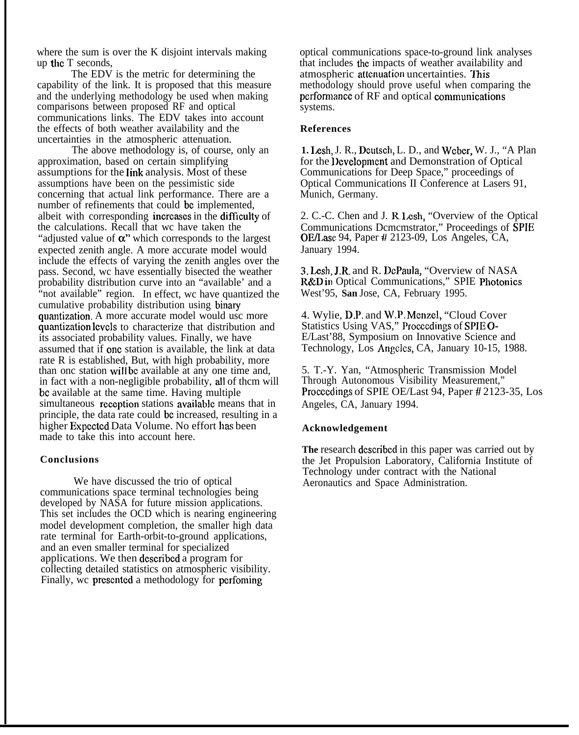where the sum is over the K disjoint intervals making up thc T seconds,

The EDV is the metric for determining the capability of the link. It is proposed that this measure and the underlying methodology be used when making comparisons between proposed RF and optical communications links. The EDV takes into account the effects of both weather availability and the uncertainties in the atmospheric attenuation.

The above methodology is, of course, only an approximation, based on certain simplifying assumptions for the link analysis. Most of these assumptions have been on the pessimistic side concerning that actual link performance. There are a number of refinements that could bc implemented, albeit with corresponding increases in the difficulty of the calculations. Recall that wc have taken the "adjusted value of $\alpha$" which corresponds to the largest expected zenith angle. A more accurate model would include the effects of varying the zenith angles over the pass. Second, wc have essentially bisected the weather probability distribution curve into an "available' and a "not available" region. In effect, wc have quantized the cumulative probability distribution using binary quantization. A more accurate model would usc more quantization levels to characterize that distribution and its associated probability values. Finally, we have assumed that if onc station is available, the link at data rate R is established, But, with high probability, more than onc station will bc available at any one time and, in fact with a non-negligible probability, all of thcm will bc available at the same time. Having multiple simultaneous reception stations available means that in principle, the data rate could bc increased, resulting in a higher Expected Data Volume. No effort has been made to take this into account here.

## Conclusions

We have discussed the trio of optical communications space terminal technologies being developed by NASA for future mission applications. This set includes the OCD which is nearing engineering model development completion, the smaller high data rate terminal for Earth-orbit-to-ground applications, and an even smaller terminal for specialized applications. We then dcscribcd a program for collecting detailed statistics on atmospheric visibility. Finally, wc presented a methodology for pcrfoming optical communications space-to-ground link analyses that includes thc impacts of weather availability and atmospheric attenuation uncertainties. This methodology should prove useful when comparing the performance of RF and optical communications systems.

## References

1. Lesh, J. R., Deutsch, L. D., and Wcbcr, W. J., "A Plan for the Development and Demonstration of Optical Communications for Deep Space," proceedings of Optical Communications II Conference at Lasers 91, Munich, Germany.

2. C.-C. Chen and J. R. Lesh, "Overview of the Optical Communications Dcmcmstrator," Proceedings of SPIE OE/Lase 94, Paper # 2123-09, Los Angeles, CA, January 1994.

3. Lesh, J.R. and R. DePaula, "Overview of NASA R&D in Optical Communications," SPIE Photonics West'95, San Jose, CA, February 1995.

4. Wylie, D.P. and W.P. Menzel, "Cloud Cover Statistics Using VAS," Proceedings of SPIE O-E/Last'88, Symposium on Innovative Science and Technology, Los Angeles, CA, January 10-15, 1988.

5. T.-Y. Yan, "Atmospheric Transmission Model Through Autonomous Visibility Measurement," Proceedings of SPIE OE/Last 94, Paper # 2123-35, Los Angeles, CA, January 1994.

## Acknowledgement

The research dcscribcd in this paper was carried out by the Jet Propulsion Laboratory, California Institute of Technology under contract with the National Aeronautics and Space Administration.